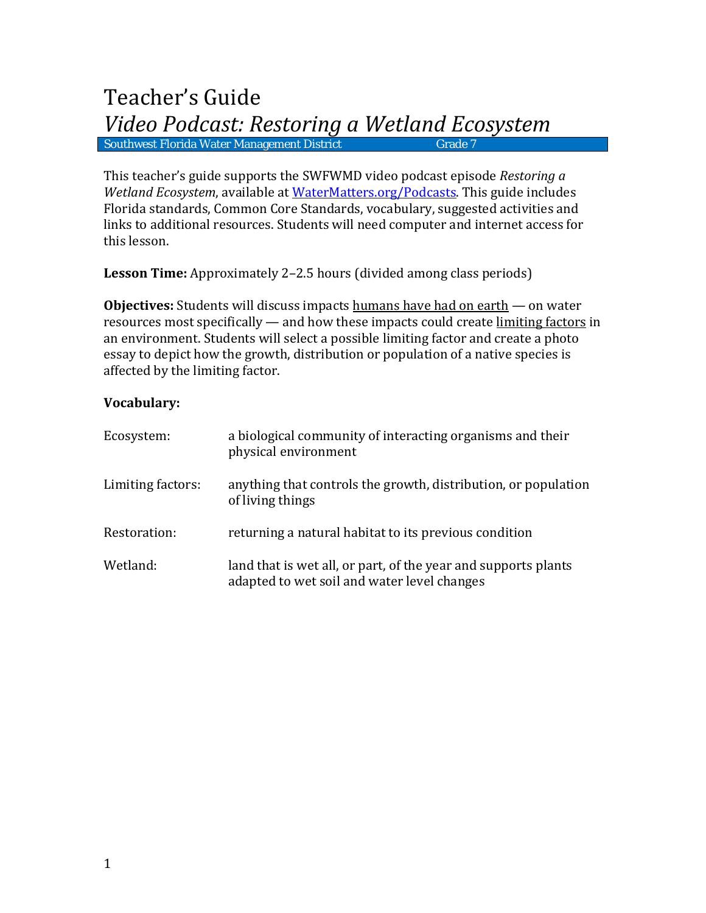# Teacher's Guide

## *Video Podcast: Restoring a Wetland Ecosystem*

Southwest Florida Water Management District — Grade 7

This teacher's guide supports the SWFWMD video podcast episode *Restoring a Wetland Ecosystem*, available at [WaterMatters.org/Podcasts](WaterMatters.org/Podcasts). This guide includes Florida standards, Common Core Standards, vocabulary, suggested activities and links to additional resources. Students will need computer and internet access for this lesson.

**Lesson Time:** Approximately 2–2.5 hours (divided among class periods)

**Objectives:** Students will discuss impacts humans have had on earth — on water resources most specifically — and how these impacts could create limiting factors in an environment. Students will select a possible limiting factor and create a photo essay to depict how the growth, distribution or population of a native species is affected by the limiting factor.

**Vocabulary:**

| | |
|---|---|
| Ecosystem: | a biological community of interacting organisms and their physical environment |
| Limiting factors: | anything that controls the growth, distribution, or population of living things |
| Restoration: | returning a natural habitat to its previous condition |
| Wetland: | land that is wet all, or part, of the year and supports plants adapted to wet soil and water level changes |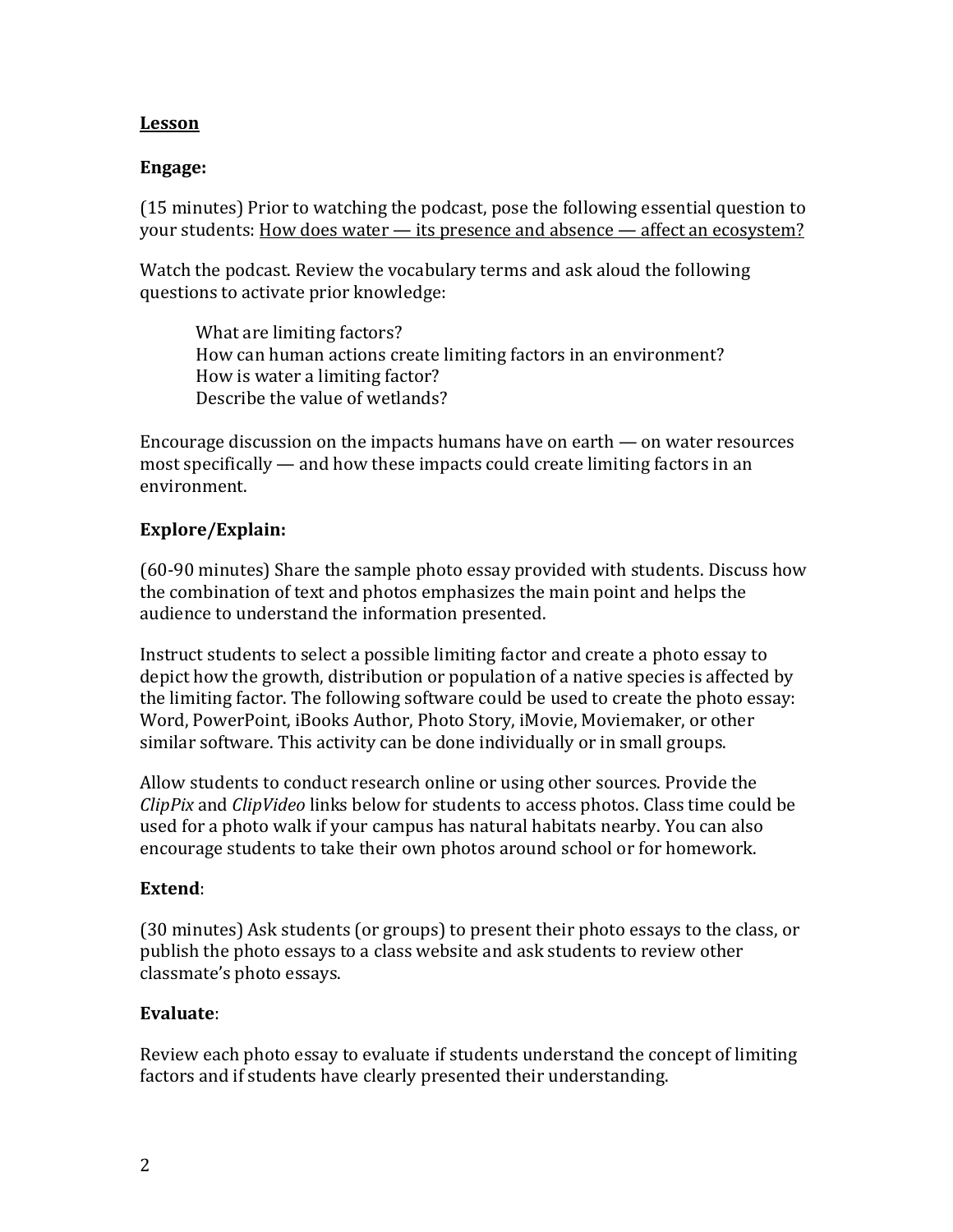**Lesson**

**Engage:**

(15 minutes) Prior to watching the podcast, pose the following essential question to your students: How does water — its presence and absence — affect an ecosystem?

Watch the podcast. Review the vocabulary terms and ask aloud the following questions to activate prior knowledge:

> What are limiting factors?
> How can human actions create limiting factors in an environment?
> How is water a limiting factor?
> Describe the value of wetlands?

Encourage discussion on the impacts humans have on earth — on water resources most specifically — and how these impacts could create limiting factors in an environment.

**Explore/Explain:**

(60-90 minutes) Share the sample photo essay provided with students. Discuss how the combination of text and photos emphasizes the main point and helps the audience to understand the information presented.

Instruct students to select a possible limiting factor and create a photo essay to depict how the growth, distribution or population of a native species is affected by the limiting factor. The following software could be used to create the photo essay: Word, PowerPoint, iBooks Author, Photo Story, iMovie, Moviemaker, or other similar software. This activity can be done individually or in small groups.

Allow students to conduct research online or using other sources. Provide the *ClipPix* and *ClipVideo* links below for students to access photos. Class time could be used for a photo walk if your campus has natural habitats nearby. You can also encourage students to take their own photos around school or for homework.

**Extend**:

(30 minutes) Ask students (or groups) to present their photo essays to the class, or publish the photo essays to a class website and ask students to review other classmate's photo essays.

**Evaluate**:

Review each photo essay to evaluate if students understand the concept of limiting factors and if students have clearly presented their understanding.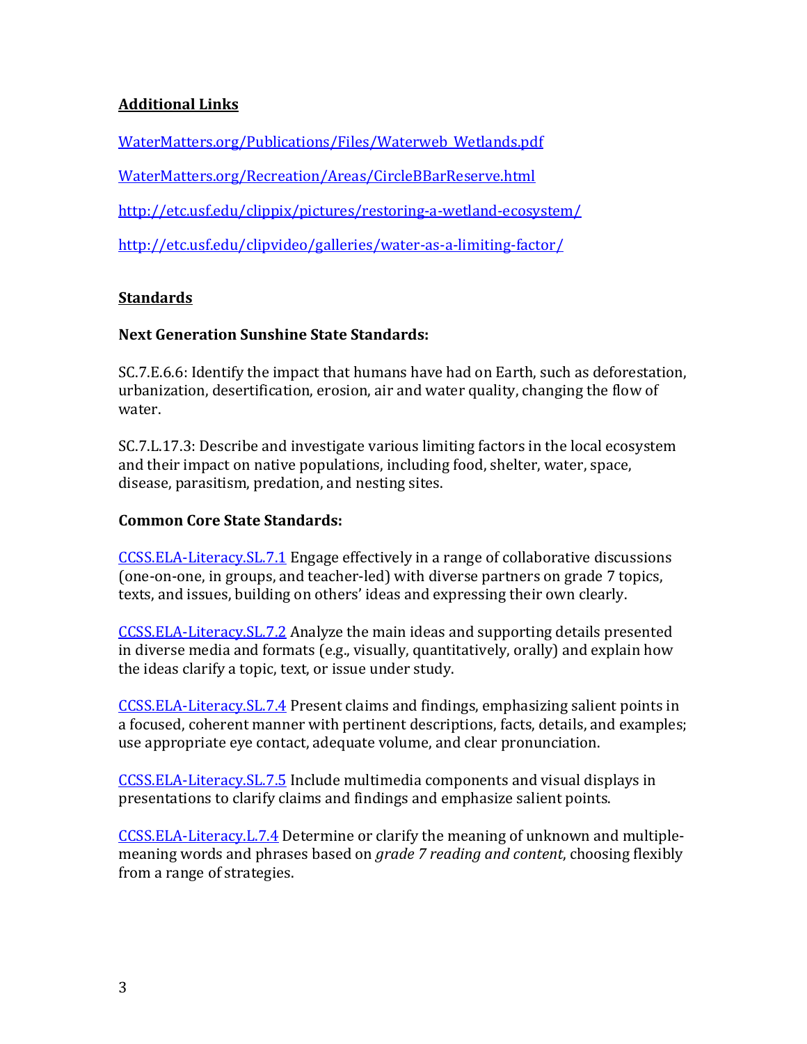## Additional Links

[WaterMatters.org/Publications/Files/Waterweb_Wetlands.pdf](WaterMatters.org/Publications/Files/Waterweb_Wetlands.pdf)

[WaterMatters.org/Recreation/Areas/CircleBBarReserve.html](WaterMatters.org/Recreation/Areas/CircleBBarReserve.html)

[http://etc.usf.edu/clippix/pictures/restoring-a-wetland-ecosystem/](http://etc.usf.edu/clippix/pictures/restoring-a-wetland-ecosystem/)

[http://etc.usf.edu/clipvideo/galleries/water-as-a-limiting-factor/](http://etc.usf.edu/clipvideo/galleries/water-as-a-limiting-factor/)

## Standards

### Next Generation Sunshine State Standards:

SC.7.E.6.6: Identify the impact that humans have had on Earth, such as deforestation, urbanization, desertification, erosion, air and water quality, changing the flow of water.

SC.7.L.17.3: Describe and investigate various limiting factors in the local ecosystem and their impact on native populations, including food, shelter, water, space, disease, parasitism, predation, and nesting sites.

### Common Core State Standards:

CCSS.ELA-Literacy.SL.7.1 Engage effectively in a range of collaborative discussions (one-on-one, in groups, and teacher-led) with diverse partners on grade 7 topics, texts, and issues, building on others' ideas and expressing their own clearly.

CCSS.ELA-Literacy.SL.7.2 Analyze the main ideas and supporting details presented in diverse media and formats (e.g., visually, quantitatively, orally) and explain how the ideas clarify a topic, text, or issue under study.

CCSS.ELA-Literacy.SL.7.4 Present claims and findings, emphasizing salient points in a focused, coherent manner with pertinent descriptions, facts, details, and examples; use appropriate eye contact, adequate volume, and clear pronunciation.

CCSS.ELA-Literacy.SL.7.5 Include multimedia components and visual displays in presentations to clarify claims and findings and emphasize salient points.

CCSS.ELA-Literacy.L.7.4 Determine or clarify the meaning of unknown and multiple-meaning words and phrases based on *grade 7 reading and content*, choosing flexibly from a range of strategies.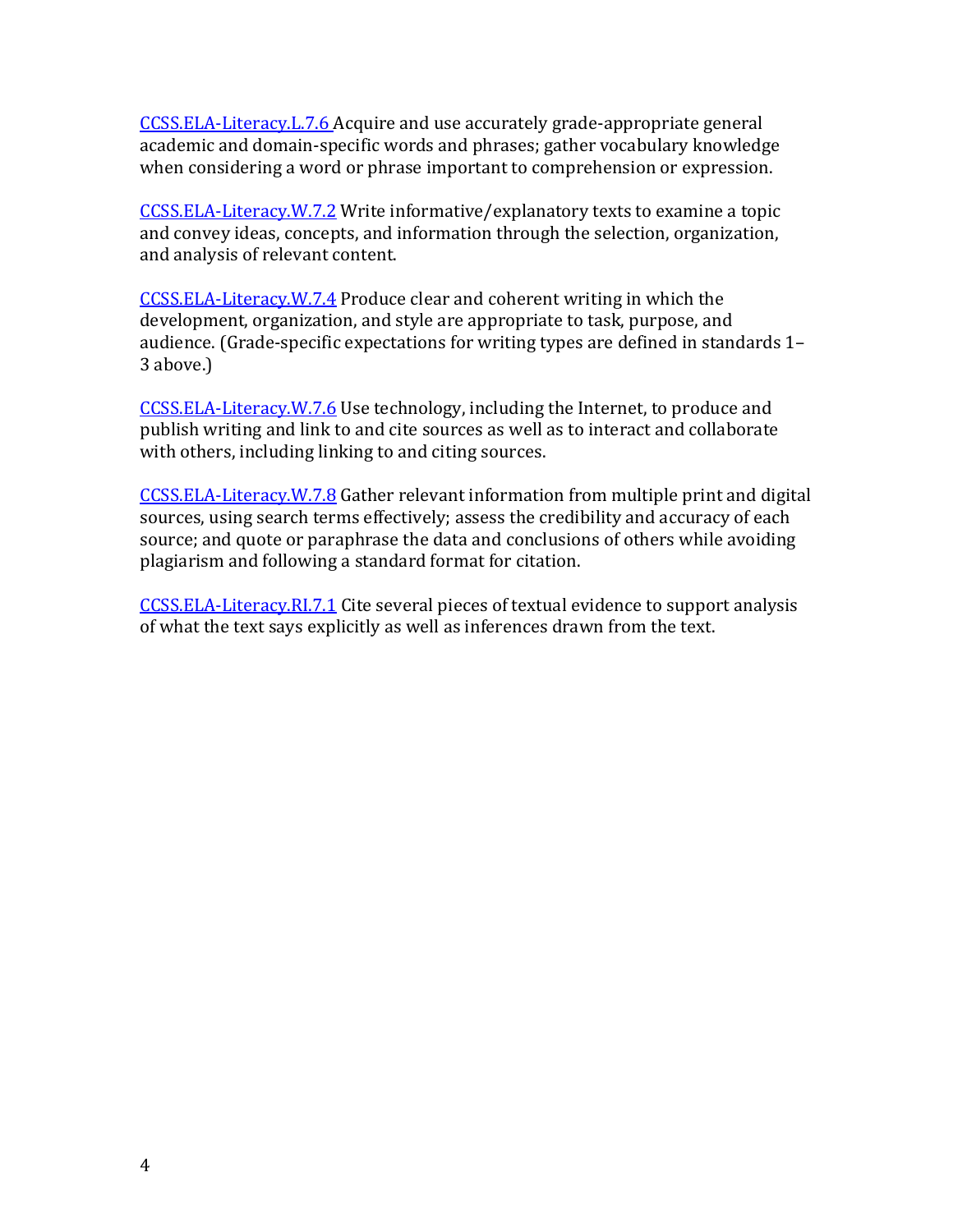CCSS.ELA-Literacy.L.7.6 Acquire and use accurately grade-appropriate general academic and domain-specific words and phrases; gather vocabulary knowledge when considering a word or phrase important to comprehension or expression.

CCSS.ELA-Literacy.W.7.2 Write informative/explanatory texts to examine a topic and convey ideas, concepts, and information through the selection, organization, and analysis of relevant content.

CCSS.ELA-Literacy.W.7.4 Produce clear and coherent writing in which the development, organization, and style are appropriate to task, purpose, and audience. (Grade-specific expectations for writing types are defined in standards 1–3 above.)

CCSS.ELA-Literacy.W.7.6 Use technology, including the Internet, to produce and publish writing and link to and cite sources as well as to interact and collaborate with others, including linking to and citing sources.

CCSS.ELA-Literacy.W.7.8 Gather relevant information from multiple print and digital sources, using search terms effectively; assess the credibility and accuracy of each source; and quote or paraphrase the data and conclusions of others while avoiding plagiarism and following a standard format for citation.

CCSS.ELA-Literacy.RI.7.1 Cite several pieces of textual evidence to support analysis of what the text says explicitly as well as inferences drawn from the text.